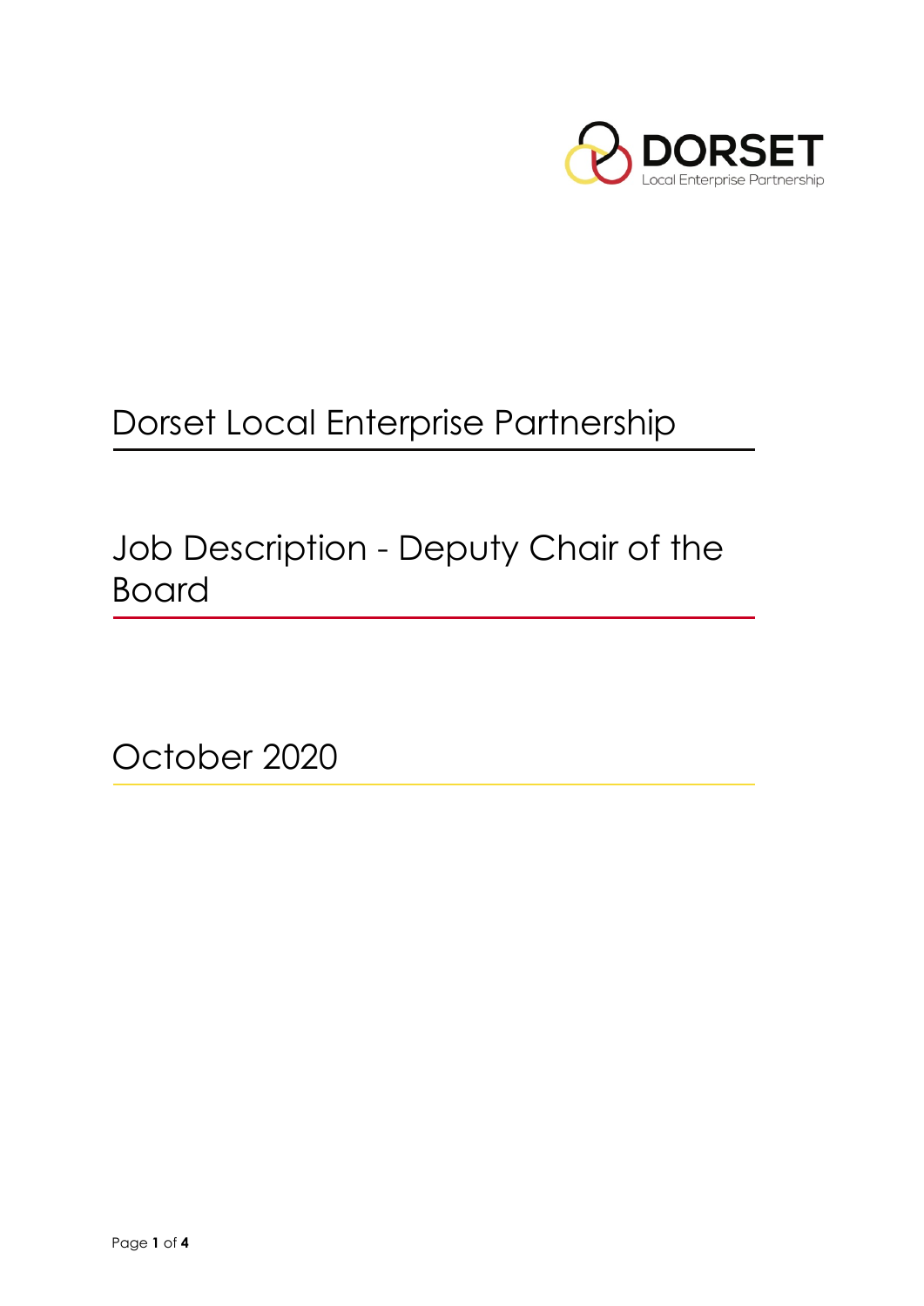# Dorset Local Enterprise Partnership

## Job Description - Deputy Chair of the Board

October 2020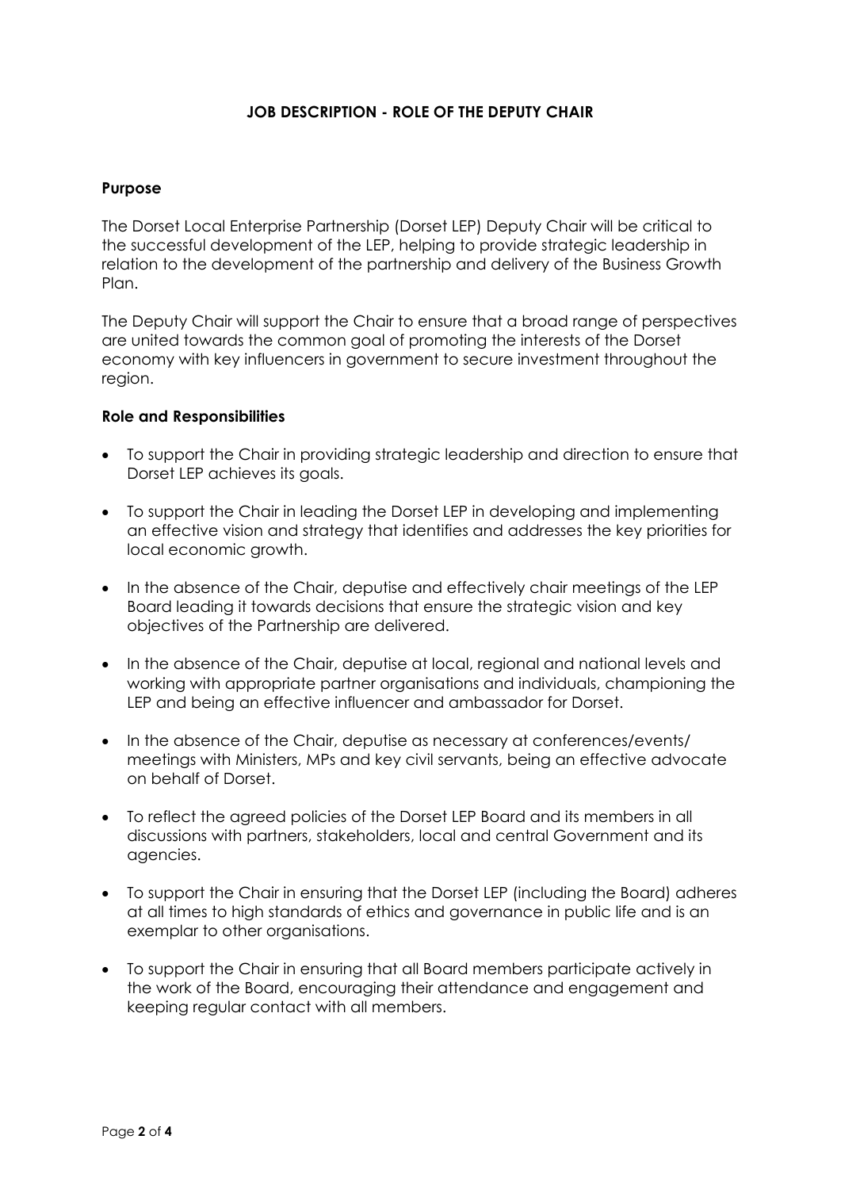# JOB DESCRIPTION - ROLE OF THE DEPUTY CHAIR

## Purpose

The Dorset Local Enterprise Partnership (Dorset LEP) Deputy Chair will be critical to the successful development of the LEP, helping to provide strategic leadership in relation to the development of the partnership and delivery of the Business Growth Plan.

The Deputy Chair will support the Chair to ensure that a broad range of perspectives are united towards the common goal of promoting the interests of the Dorset economy with key influencers in government to secure investment throughout the region.

## Role and Responsibilities

- To support the Chair in providing strategic leadership and direction to ensure that Dorset LEP achieves its goals.
- To support the Chair in leading the Dorset LEP in developing and implementing an effective vision and strategy that identifies and addresses the key priorities for local economic growth.
- In the absence of the Chair, deputise and effectively chair meetings of the LEP Board leading it towards decisions that ensure the strategic vision and key objectives of the Partnership are delivered.
- In the absence of the Chair, deputise at local, regional and national levels and working with appropriate partner organisations and individuals, championing the LEP and being an effective influencer and ambassador for Dorset.
- In the absence of the Chair, deputise as necessary at conferences/events/ meetings with Ministers, MPs and key civil servants, being an effective advocate on behalf of Dorset.
- To reflect the agreed policies of the Dorset LEP Board and its members in all discussions with partners, stakeholders, local and central Government and its agencies.
- To support the Chair in ensuring that the Dorset LEP (including the Board) adheres at all times to high standards of ethics and governance in public life and is an exemplar to other organisations.
- To support the Chair in ensuring that all Board members participate actively in the work of the Board, encouraging their attendance and engagement and keeping regular contact with all members.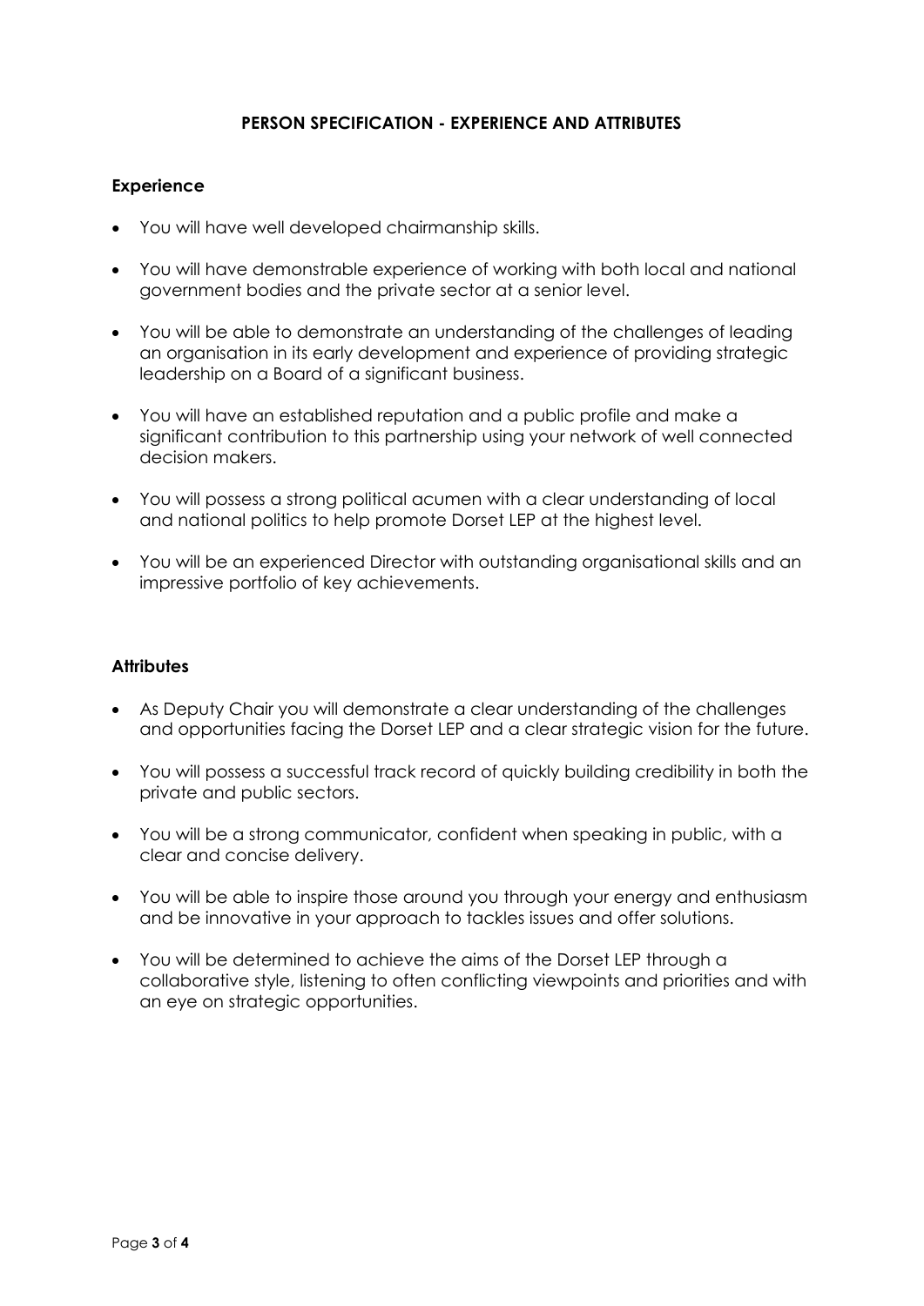# PERSON SPECIFICATION - EXPERIENCE AND ATTRIBUTES

## Experience

- You will have well developed chairmanship skills.
- You will have demonstrable experience of working with both local and national government bodies and the private sector at a senior level.
- You will be able to demonstrate an understanding of the challenges of leading an organisation in its early development and experience of providing strategic leadership on a Board of a significant business.
- You will have an established reputation and a public profile and make a significant contribution to this partnership using your network of well connected decision makers.
- You will possess a strong political acumen with a clear understanding of local and national politics to help promote Dorset LEP at the highest level.
- You will be an experienced Director with outstanding organisational skills and an impressive portfolio of key achievements.

## Attributes

- As Deputy Chair you will demonstrate a clear understanding of the challenges and opportunities facing the Dorset LEP and a clear strategic vision for the future.
- You will possess a successful track record of quickly building credibility in both the private and public sectors.
- You will be a strong communicator, confident when speaking in public, with a clear and concise delivery.
- You will be able to inspire those around you through your energy and enthusiasm and be innovative in your approach to tackles issues and offer solutions.
- You will be determined to achieve the aims of the Dorset LEP through a collaborative style, listening to often conflicting viewpoints and priorities and with an eye on strategic opportunities.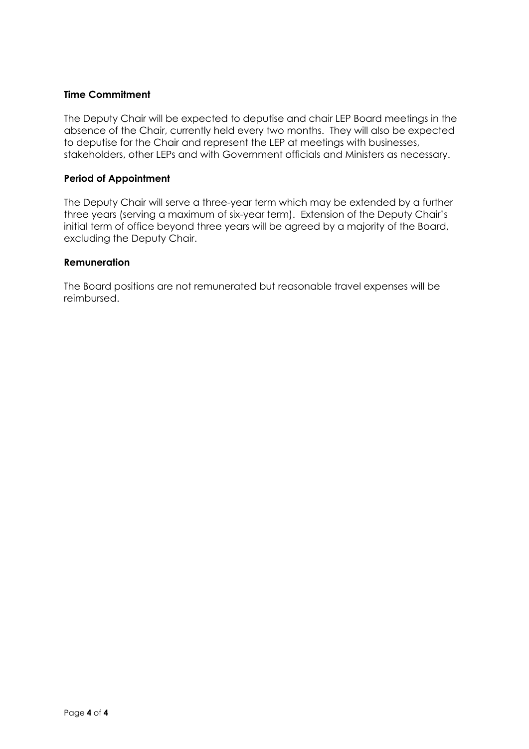**Time Commitment**

The Deputy Chair will be expected to deputise and chair LEP Board meetings in the absence of the Chair, currently held every two months. They will also be expected to deputise for the Chair and represent the LEP at meetings with businesses, stakeholders, other LEPs and with Government officials and Ministers as necessary.

**Period of Appointment**

The Deputy Chair will serve a three-year term which may be extended by a further three years (serving a maximum of six-year term). Extension of the Deputy Chair's initial term of office beyond three years will be agreed by a majority of the Board, excluding the Deputy Chair.

**Remuneration**

The Board positions are not remunerated but reasonable travel expenses will be reimbursed.